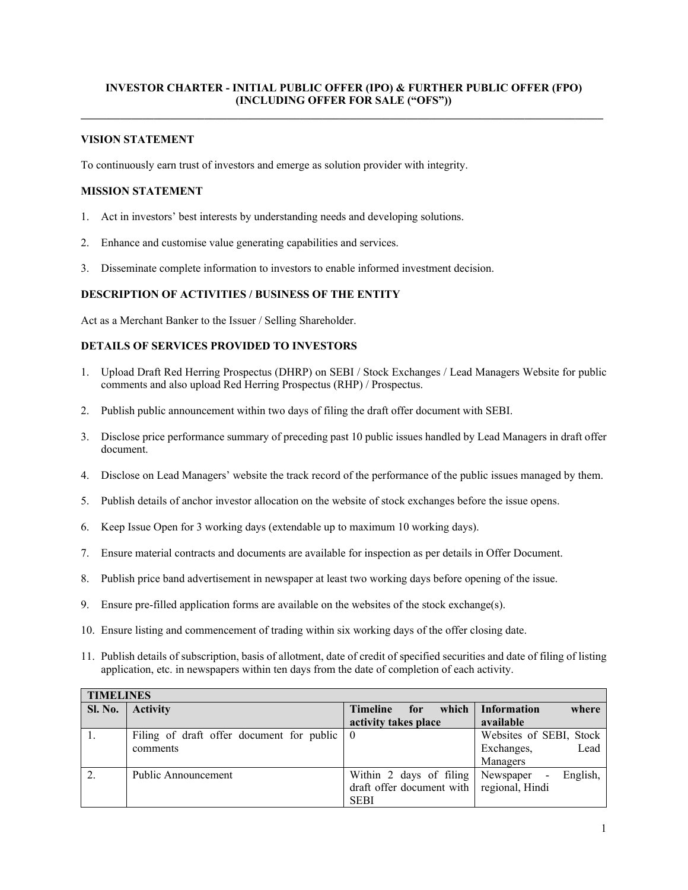# INVESTOR CHARTER - INITIAL PUBLIC OFFER (IPO) & FURTHER PUBLIC OFFER (FPO) (INCLUDING OFFER FOR SALE ("OFS"))

## VISION STATEMENT

To continuously earn trust of investors and emerge as solution provider with integrity.

## MISSION STATEMENT

1. Act in investors' best interests by understanding needs and developing solutions.
2. Enhance and customise value generating capabilities and services.
3. Disseminate complete information to investors to enable informed investment decision.

## DESCRIPTION OF ACTIVITIES / BUSINESS OF THE ENTITY

Act as a Merchant Banker to the Issuer / Selling Shareholder.

## DETAILS OF SERVICES PROVIDED TO INVESTORS

1. Upload Draft Red Herring Prospectus (DHRP) on SEBI / Stock Exchanges / Lead Managers Website for public comments and also upload Red Herring Prospectus (RHP) / Prospectus.
2. Publish public announcement within two days of filing the draft offer document with SEBI.
3. Disclose price performance summary of preceding past 10 public issues handled by Lead Managers in draft offer document.
4. Disclose on Lead Managers' website the track record of the performance of the public issues managed by them.
5. Publish details of anchor investor allocation on the website of stock exchanges before the issue opens.
6. Keep Issue Open for 3 working days (extendable up to maximum 10 working days).
7. Ensure material contracts and documents are available for inspection as per details in Offer Document.
8. Publish price band advertisement in newspaper at least two working days before opening of the issue.
9. Ensure pre-filled application forms are available on the websites of the stock exchange(s).
10. Ensure listing and commencement of trading within six working days of the offer closing date.
11. Publish details of subscription, basis of allotment, date of credit of specified securities and date of filing of listing application, etc. in newspapers within ten days from the date of completion of each activity.

| TIMELINES | | | |
|---|---|---|---|
| **Sl. No.** | **Activity** | **Timeline for which activity takes place** | **Information where available** |
| 1. | Filing of draft offer document for public comments | 0 | Websites of SEBI, Stock Exchanges, Lead Managers |
| 2. | Public Announcement | Within 2 days of filing draft offer document with SEBI | Newspaper - English, regional, Hindi |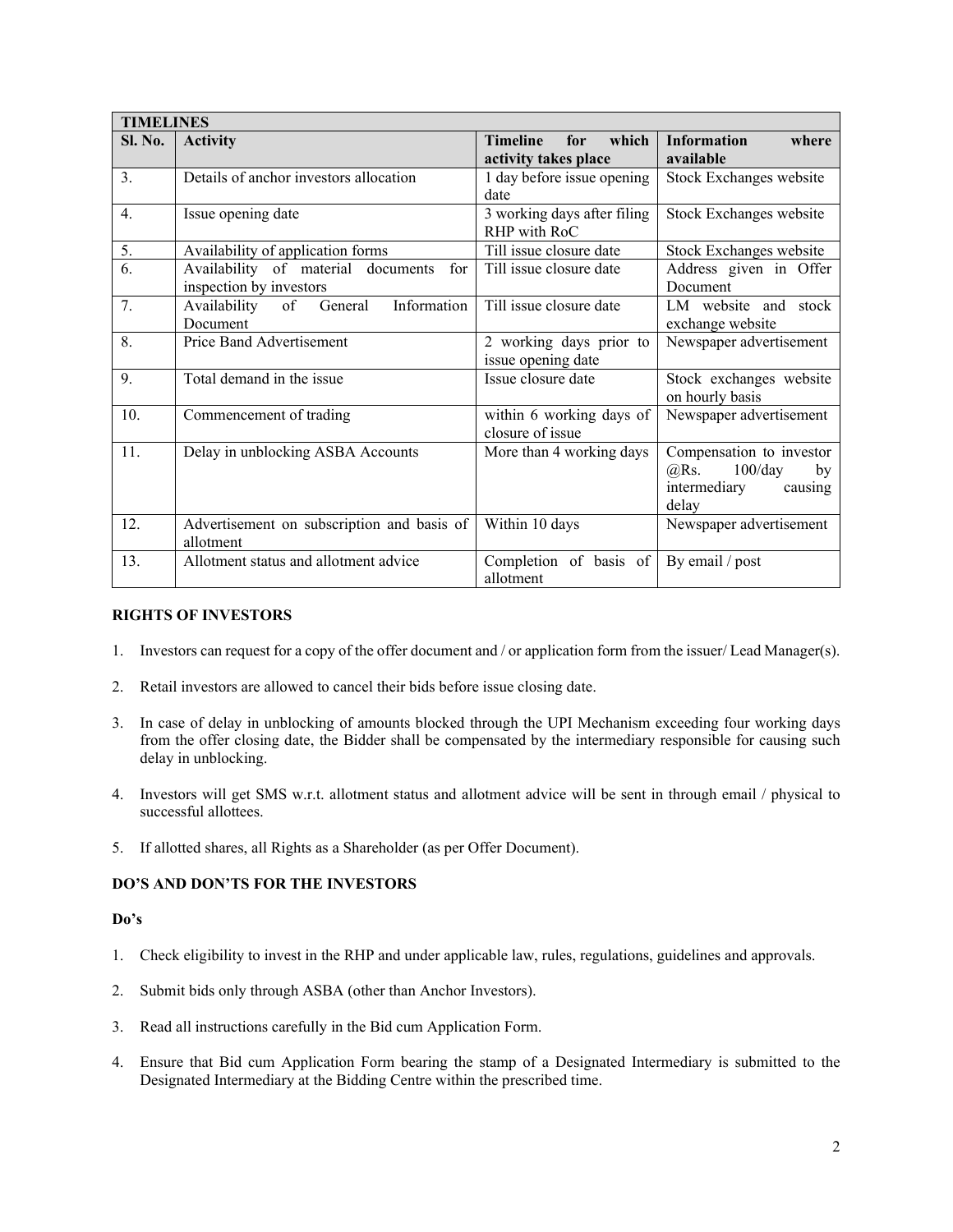| TIMELINES | | | |
|---|---|---|---|
| **Sl. No.** | **Activity** | **Timeline for which activity takes place** | **Information where available** |
| 3. | Details of anchor investors allocation | 1 day before issue opening date | Stock Exchanges website |
| 4. | Issue opening date | 3 working days after filing RHP with RoC | Stock Exchanges website |
| 5. | Availability of application forms | Till issue closure date | Stock Exchanges website |
| 6. | Availability of material documents for inspection by investors | Till issue closure date | Address given in Offer Document |
| 7. | Availability of General Information Document | Till issue closure date | LM website and stock exchange website |
| 8. | Price Band Advertisement | 2 working days prior to issue opening date | Newspaper advertisement |
| 9. | Total demand in the issue | Issue closure date | Stock exchanges website on hourly basis |
| 10. | Commencement of trading | within 6 working days of closure of issue | Newspaper advertisement |
| 11. | Delay in unblocking ASBA Accounts | More than 4 working days | Compensation to investor @Rs. 100/day by intermediary causing delay |
| 12. | Advertisement on subscription and basis of allotment | Within 10 days | Newspaper advertisement |
| 13. | Allotment status and allotment advice | Completion of basis of allotment | By email / post |

**RIGHTS OF INVESTORS**

1. Investors can request for a copy of the offer document and / or application form from the issuer/ Lead Manager(s).
2. Retail investors are allowed to cancel their bids before issue closing date.
3. In case of delay in unblocking of amounts blocked through the UPI Mechanism exceeding four working days from the offer closing date, the Bidder shall be compensated by the intermediary responsible for causing such delay in unblocking.
4. Investors will get SMS w.r.t. allotment status and allotment advice will be sent in through email / physical to successful allottees.
5. If allotted shares, all Rights as a Shareholder (as per Offer Document).

**DO'S AND DON'TS FOR THE INVESTORS**

**Do's**

1. Check eligibility to invest in the RHP and under applicable law, rules, regulations, guidelines and approvals.
2. Submit bids only through ASBA (other than Anchor Investors).
3. Read all instructions carefully in the Bid cum Application Form.
4. Ensure that Bid cum Application Form bearing the stamp of a Designated Intermediary is submitted to the Designated Intermediary at the Bidding Centre within the prescribed time.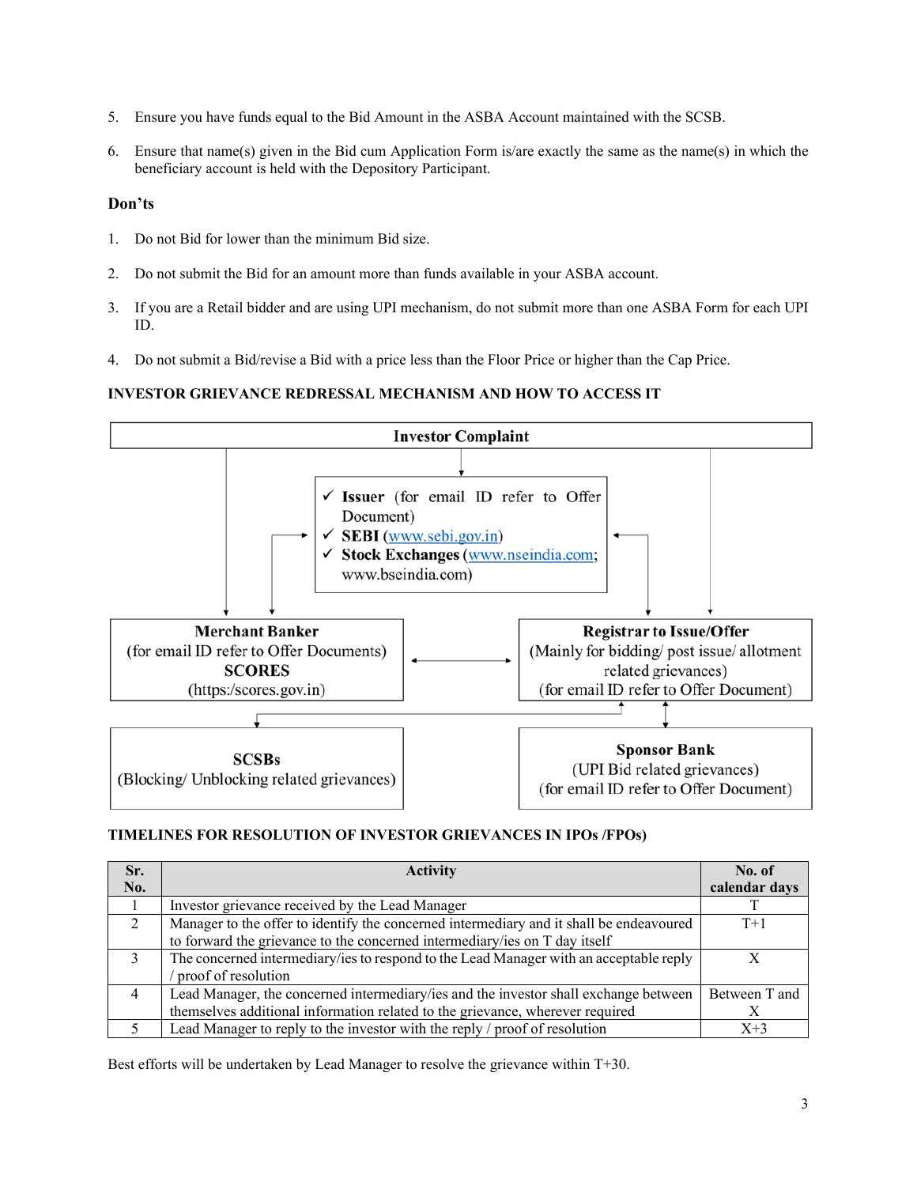5. Ensure you have funds equal to the Bid Amount in the ASBA Account maintained with the SCSB.

6. Ensure that name(s) given in the Bid cum Application Form is/are exactly the same as the name(s) in which the beneficiary account is held with the Depository Participant.

### Don'ts

1. Do not Bid for lower than the minimum Bid size.

2. Do not submit the Bid for an amount more than funds available in your ASBA account.

3. If you are a Retail bidder and are using UPI mechanism, do not submit more than one ASBA Form for each UPI ID.

4. Do not submit a Bid/revise a Bid with a price less than the Floor Price or higher than the Cap Price.

### INVESTOR GRIEVANCE REDRESSAL MECHANISM AND HOW TO ACCESS IT

**Investor Complaint**

- ✓ **Issuer** (for email ID refer to Offer Document)
- ✓ **SEBI** (www.sebi.gov.in)
- ✓ **Stock Exchanges** (www.nseindia.com; www.bseindia.com)

**Merchant Banker**
(for email ID refer to Offer Documents)
**SCORES**
(https:/scores.gov.in)

**Registrar to Issue/Offer**
(Mainly for bidding/ post issue/ allotment related grievances)
(for email ID refer to Offer Document)

**SCSBs**
(Blocking/ Unblocking related grievances)

**Sponsor Bank**
(UPI Bid related grievances)
(for email ID refer to Offer Document)

### TIMELINES FOR RESOLUTION OF INVESTOR GRIEVANCES IN IPOs /FPOs)

| Sr. No. | Activity | No. of calendar days |
|---|---|---|
| 1 | Investor grievance received by the Lead Manager | T |
| 2 | Manager to the offer to identify the concerned intermediary and it shall be endeavoured to forward the grievance to the concerned intermediary/ies on T day itself | T+1 |
| 3 | The concerned intermediary/ies to respond to the Lead Manager with an acceptable reply / proof of resolution | X |
| 4 | Lead Manager, the concerned intermediary/ies and the investor shall exchange between themselves additional information related to the grievance, wherever required | Between T and X |
| 5 | Lead Manager to reply to the investor with the reply / proof of resolution | X+3 |

Best efforts will be undertaken by Lead Manager to resolve the grievance within T+30.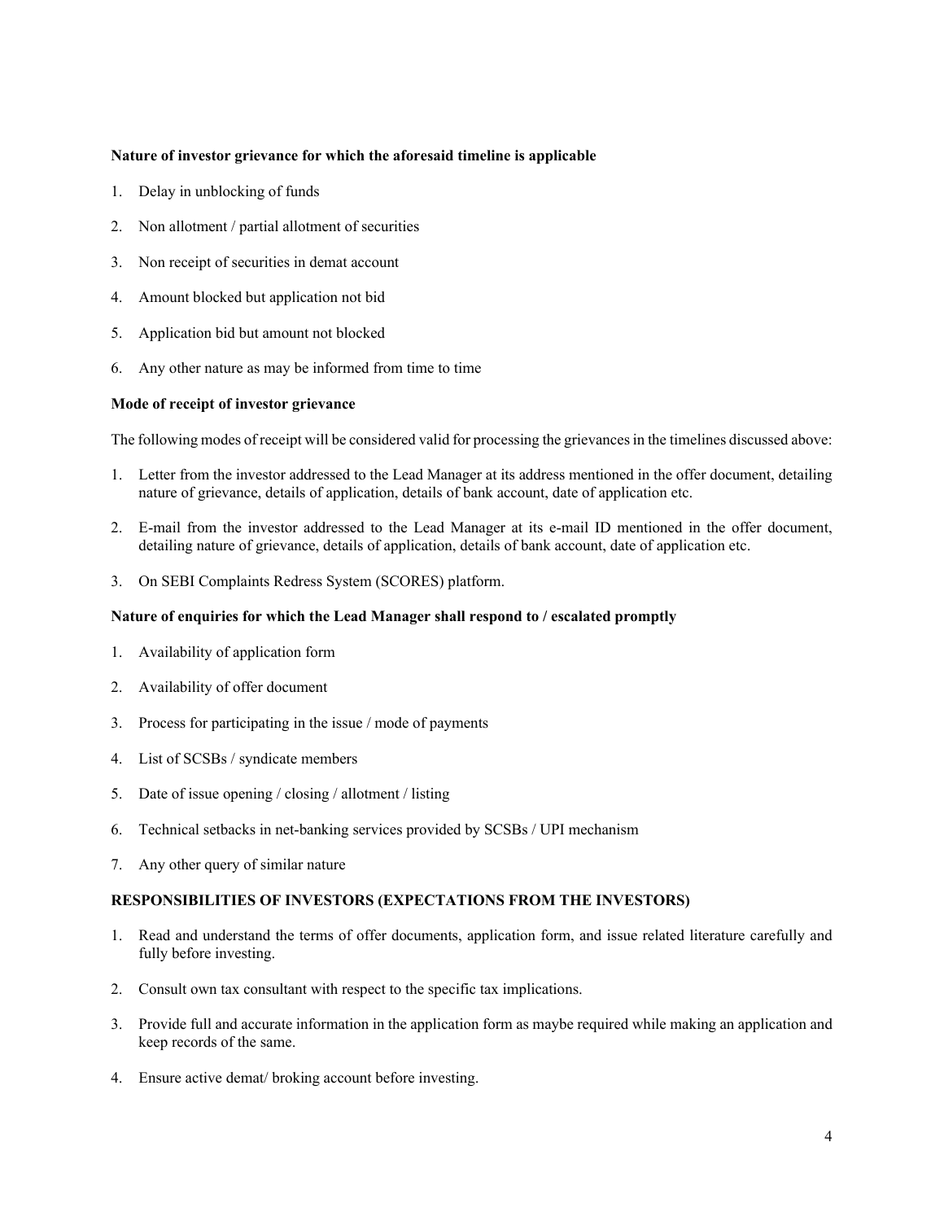**Nature of investor grievance for which the aforesaid timeline is applicable**

1. Delay in unblocking of funds
2. Non allotment / partial allotment of securities
3. Non receipt of securities in demat account
4. Amount blocked but application not bid
5. Application bid but amount not blocked
6. Any other nature as may be informed from time to time

**Mode of receipt of investor grievance**

The following modes of receipt will be considered valid for processing the grievances in the timelines discussed above:

1. Letter from the investor addressed to the Lead Manager at its address mentioned in the offer document, detailing nature of grievance, details of application, details of bank account, date of application etc.
2. E-mail from the investor addressed to the Lead Manager at its e-mail ID mentioned in the offer document, detailing nature of grievance, details of application, details of bank account, date of application etc.
3. On SEBI Complaints Redress System (SCORES) platform.

**Nature of enquiries for which the Lead Manager shall respond to / escalated promptly**

1. Availability of application form
2. Availability of offer document
3. Process for participating in the issue / mode of payments
4. List of SCSBs / syndicate members
5. Date of issue opening / closing / allotment / listing
6. Technical setbacks in net-banking services provided by SCSBs / UPI mechanism
7. Any other query of similar nature

**RESPONSIBILITIES OF INVESTORS (EXPECTATIONS FROM THE INVESTORS)**

1. Read and understand the terms of offer documents, application form, and issue related literature carefully and fully before investing.
2. Consult own tax consultant with respect to the specific tax implications.
3. Provide full and accurate information in the application form as maybe required while making an application and keep records of the same.
4. Ensure active demat/ broking account before investing.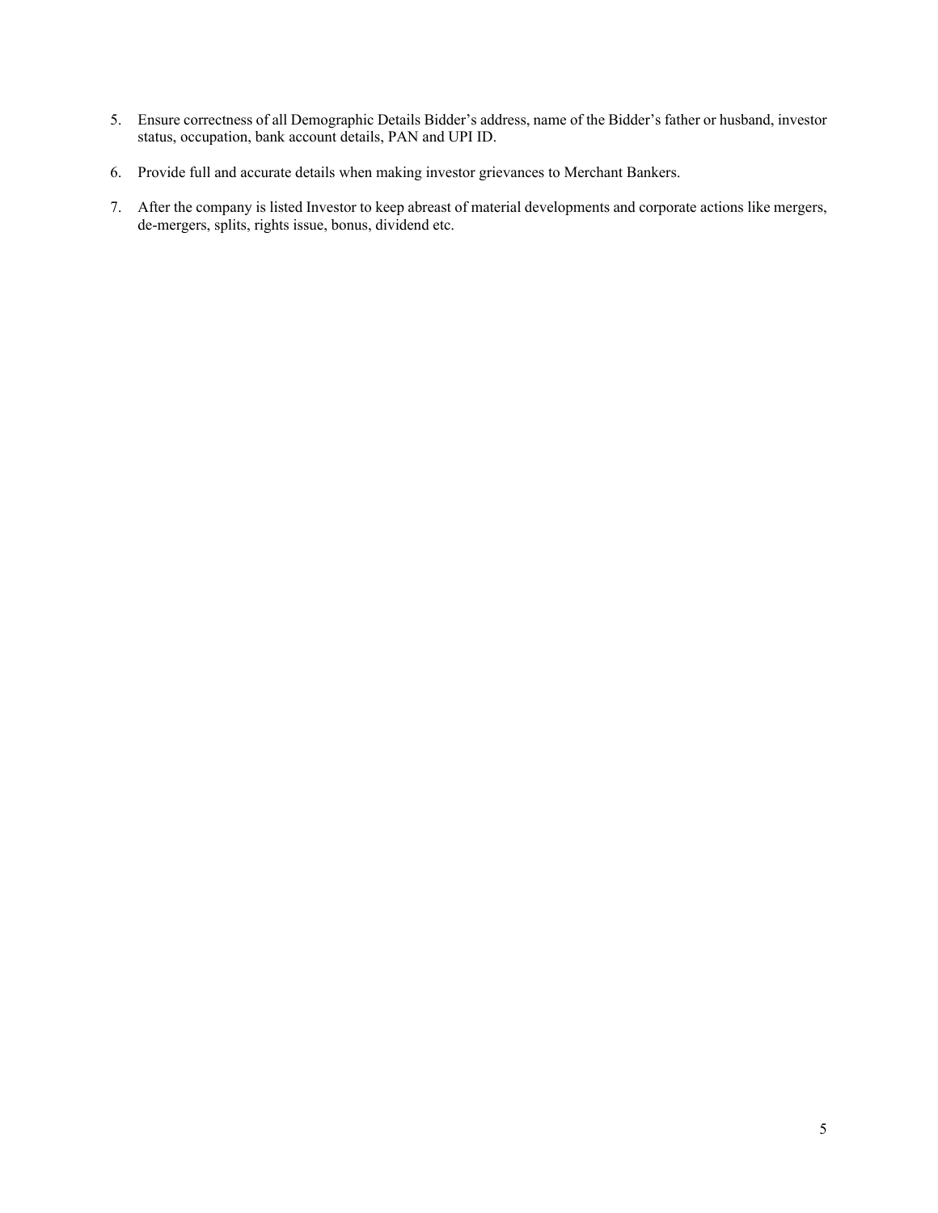5. Ensure correctness of all Demographic Details Bidder's address, name of the Bidder's father or husband, investor status, occupation, bank account details, PAN and UPI ID.

6. Provide full and accurate details when making investor grievances to Merchant Bankers.

7. After the company is listed Investor to keep abreast of material developments and corporate actions like mergers, de-mergers, splits, rights issue, bonus, dividend etc.